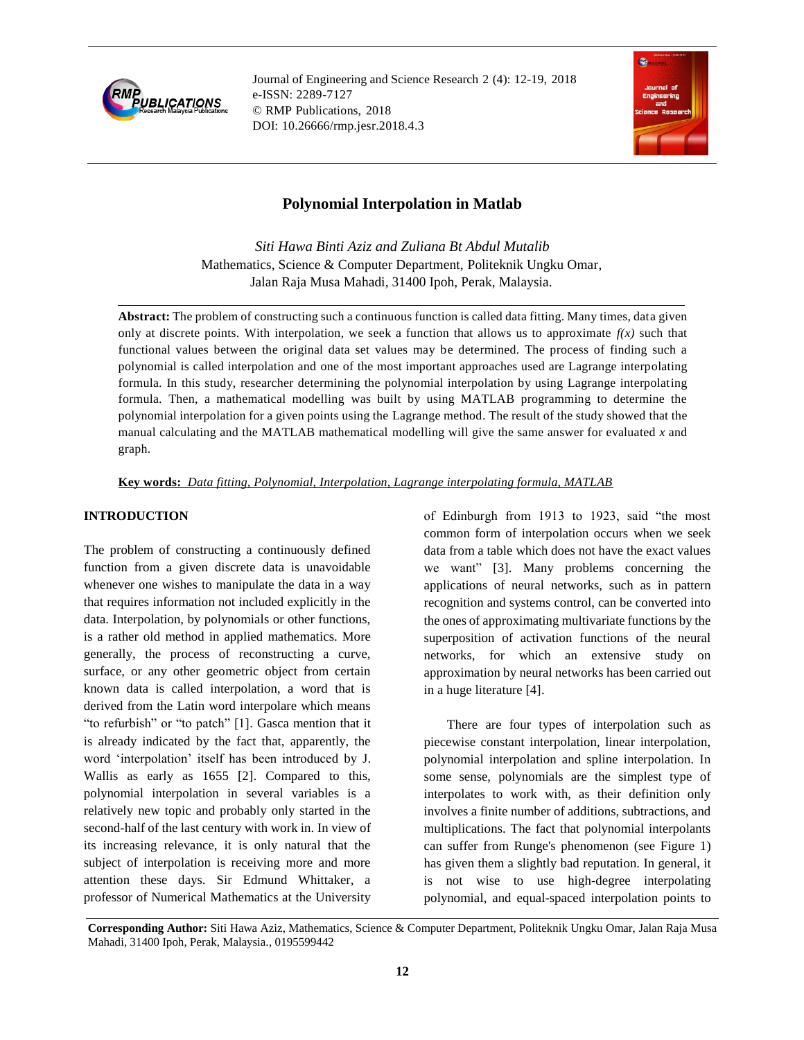# Polynomial Interpolation in Matlab

*Siti Hawa Binti Aziz and Zuliana Bt Abdul Mutalib*
Mathematics, Science & Computer Department, Politeknik Ungku Omar,
Jalan Raja Musa Mahadi, 31400 Ipoh, Perak, Malaysia.

**Abstract:** The problem of constructing such a continuous function is called data fitting. Many times, data given only at discrete points. With interpolation, we seek a function that allows us to approximate $f(x)$ such that functional values between the original data set values may be determined. The process of finding such a polynomial is called interpolation and one of the most important approaches used are Lagrange interpolating formula. In this study, researcher determining the polynomial interpolation by using Lagrange interpolating formula. Then, a mathematical modelling was built by using MATLAB programming to determine the polynomial interpolation for a given points using the Lagrange method. The result of the study showed that the manual calculating and the MATLAB mathematical modelling will give the same answer for evaluated $x$ and graph.

**Key words:** *Data fitting, Polynomial, Interpolation, Lagrange interpolating formula, MATLAB*

## INTRODUCTION

The problem of constructing a continuously defined function from a given discrete data is unavoidable whenever one wishes to manipulate the data in a way that requires information not included explicitly in the data. Interpolation, by polynomials or other functions, is a rather old method in applied mathematics. More generally, the process of reconstructing a curve, surface, or any other geometric object from certain known data is called interpolation, a word that is derived from the Latin word interpolare which means "to refurbish" or "to patch" [1]. Gasca mention that it is already indicated by the fact that, apparently, the word 'interpolation' itself has been introduced by J. Wallis as early as 1655 [2]. Compared to this, polynomial interpolation in several variables is a relatively new topic and probably only started in the second-half of the last century with work in. In view of its increasing relevance, it is only natural that the subject of interpolation is receiving more and more attention these days. Sir Edmund Whittaker, a professor of Numerical Mathematics at the University of Edinburgh from 1913 to 1923, said "the most common form of interpolation occurs when we seek data from a table which does not have the exact values we want" [3]. Many problems concerning the applications of neural networks, such as in pattern recognition and systems control, can be converted into the ones of approximating multivariate functions by the superposition of activation functions of the neural networks, for which an extensive study on approximation by neural networks has been carried out in a huge literature [4].

There are four types of interpolation such as piecewise constant interpolation, linear interpolation, polynomial interpolation and spline interpolation. In some sense, polynomials are the simplest type of interpolates to work with, as their definition only involves a finite number of additions, subtractions, and multiplications. The fact that polynomial interpolants can suffer from Runge's phenomenon (see Figure 1) has given them a slightly bad reputation. In general, it is not wise to use high-degree interpolating polynomial, and equal-spaced interpolation points to

**Corresponding Author:** Siti Hawa Aziz, Mathematics, Science & Computer Department, Politeknik Ungku Omar, Jalan Raja Musa Mahadi, 31400 Ipoh, Perak, Malaysia., 0195599442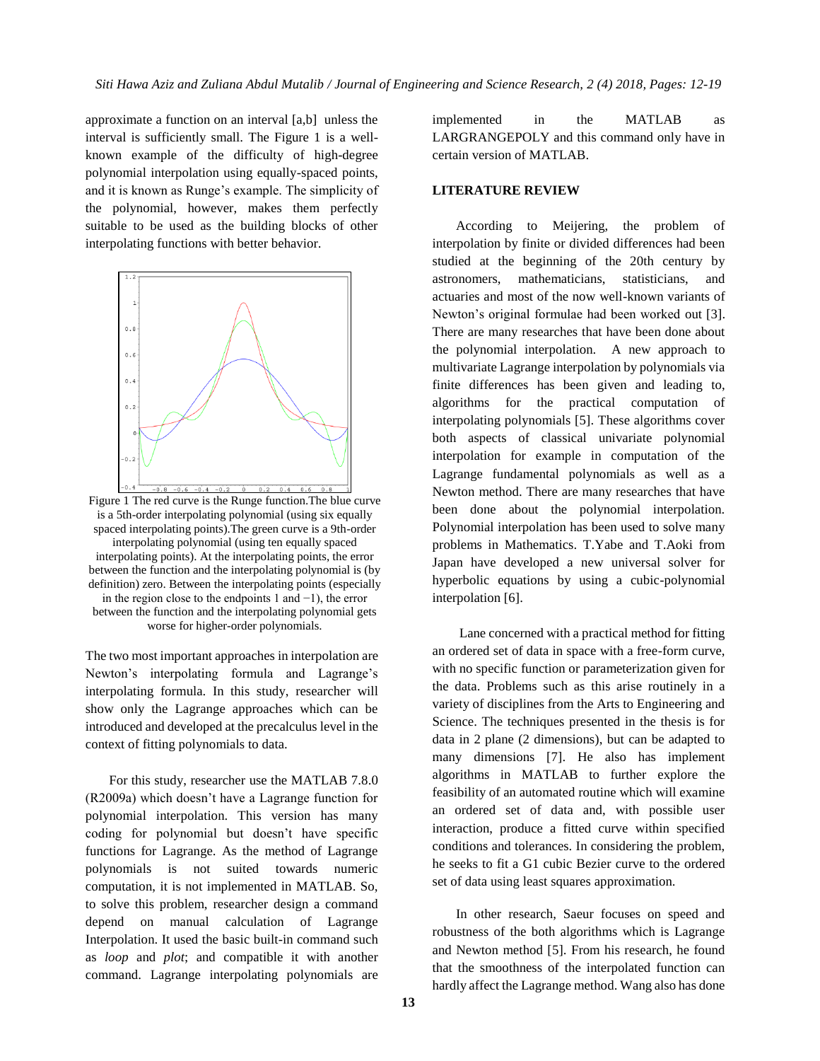approximate a function on an interval [a,b] unless the interval is sufficiently small. The Figure 1 is a well-known example of the difficulty of high-degree polynomial interpolation using equally-spaced points, and it is known as Runge's example. The simplicity of the polynomial, however, makes them perfectly suitable to be used as the building blocks of other interpolating functions with better behavior.

Figure 1 The red curve is the Runge function.The blue curve is a 5th-order interpolating polynomial (using six equally spaced interpolating points).The green curve is a 9th-order interpolating polynomial (using ten equally spaced interpolating points). At the interpolating points, the error between the function and the interpolating polynomial is (by definition) zero. Between the interpolating points (especially in the region close to the endpoints 1 and −1), the error between the function and the interpolating polynomial gets worse for higher-order polynomials.

The two most important approaches in interpolation are Newton's interpolating formula and Lagrange's interpolating formula. In this study, researcher will show only the Lagrange approaches which can be introduced and developed at the precalculus level in the context of fitting polynomials to data.

For this study, researcher use the MATLAB 7.8.0 (R2009a) which doesn't have a Lagrange function for polynomial interpolation. This version has many coding for polynomial but doesn't have specific functions for Lagrange. As the method of Lagrange polynomials is not suited towards numeric computation, it is not implemented in MATLAB. So, to solve this problem, researcher design a command depend on manual calculation of Lagrange Interpolation. It used the basic built-in command such as *loop* and *plot*; and compatible it with another command. Lagrange interpolating polynomials are implemented in the MATLAB as LARGRANGEPOLY and this command only have in certain version of MATLAB.

## LITERATURE REVIEW

According to Meijering, the problem of interpolation by finite or divided differences had been studied at the beginning of the 20th century by astronomers, mathematicians, statisticians, and actuaries and most of the now well-known variants of Newton's original formulae had been worked out [3]. There are many researches that have been done about the polynomial interpolation. A new approach to multivariate Lagrange interpolation by polynomials via finite differences has been given and leading to, algorithms for the practical computation of interpolating polynomials [5]. These algorithms cover both aspects of classical univariate polynomial interpolation for example in computation of the Lagrange fundamental polynomials as well as a Newton method. There are many researches that have been done about the polynomial interpolation. Polynomial interpolation has been used to solve many problems in Mathematics. T.Yabe and T.Aoki from Japan have developed a new universal solver for hyperbolic equations by using a cubic-polynomial interpolation [6].

Lane concerned with a practical method for fitting an ordered set of data in space with a free-form curve, with no specific function or parameterization given for the data. Problems such as this arise routinely in a variety of disciplines from the Arts to Engineering and Science. The techniques presented in the thesis is for data in 2 plane (2 dimensions), but can be adapted to many dimensions [7]. He also has implement algorithms in MATLAB to further explore the feasibility of an automated routine which will examine an ordered set of data and, with possible user interaction, produce a fitted curve within specified conditions and tolerances. In considering the problem, he seeks to fit a G1 cubic Bezier curve to the ordered set of data using least squares approximation.

In other research, Saeur focuses on speed and robustness of the both algorithms which is Lagrange and Newton method [5]. From his research, he found that the smoothness of the interpolated function can hardly affect the Lagrange method. Wang also has done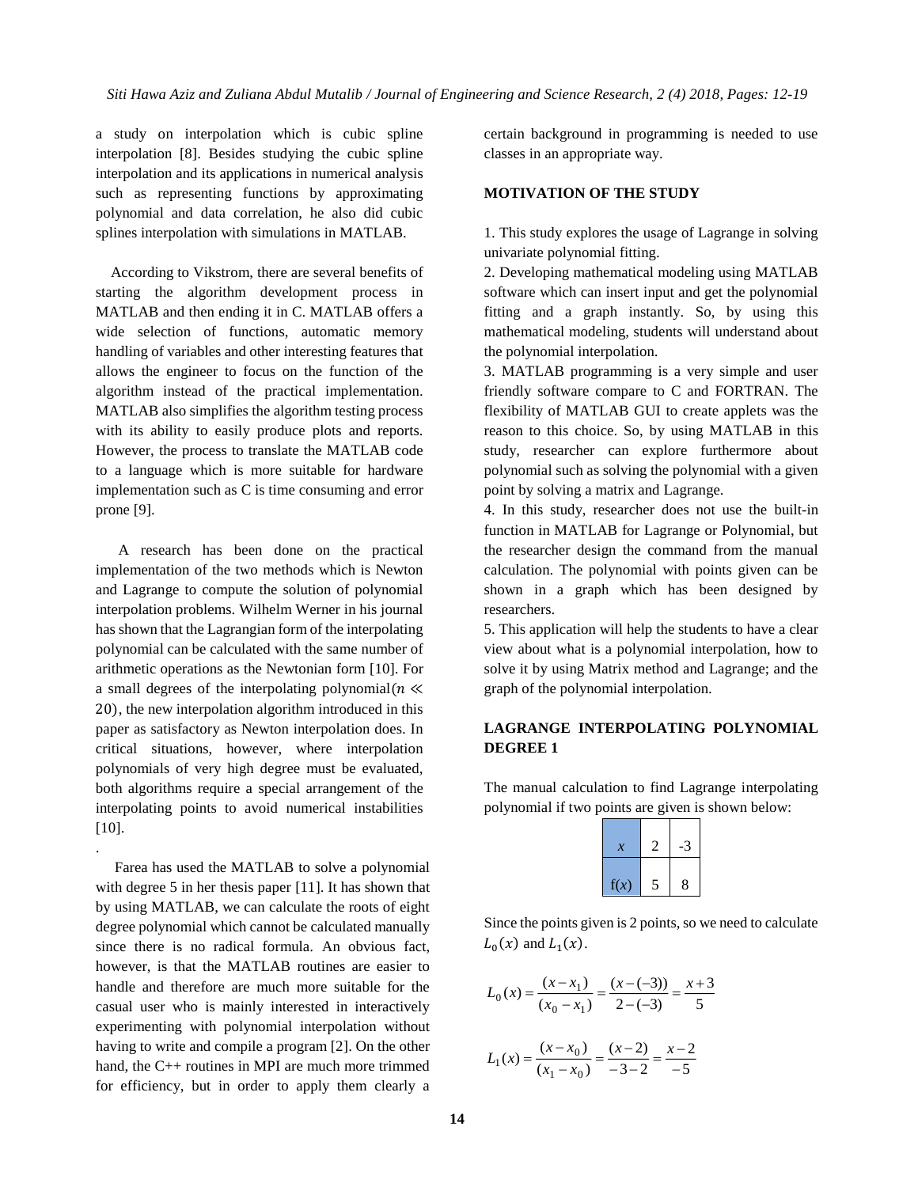a study on interpolation which is cubic spline interpolation [8]. Besides studying the cubic spline interpolation and its applications in numerical analysis such as representing functions by approximating polynomial and data correlation, he also did cubic splines interpolation with simulations in MATLAB.

According to Vikstrom, there are several benefits of starting the algorithm development process in MATLAB and then ending it in C. MATLAB offers a wide selection of functions, automatic memory handling of variables and other interesting features that allows the engineer to focus on the function of the algorithm instead of the practical implementation. MATLAB also simplifies the algorithm testing process with its ability to easily produce plots and reports. However, the process to translate the MATLAB code to a language which is more suitable for hardware implementation such as C is time consuming and error prone [9].

A research has been done on the practical implementation of the two methods which is Newton and Lagrange to compute the solution of polynomial interpolation problems. Wilhelm Werner in his journal has shown that the Lagrangian form of the interpolating polynomial can be calculated with the same number of arithmetic operations as the Newtonian form [10]. For a small degrees of the interpolating polynomial $(n \ll 20)$, the new interpolation algorithm introduced in this paper as satisfactory as Newton interpolation does. In critical situations, however, where interpolation polynomials of very high degree must be evaluated, both algorithms require a special arrangement of the interpolating points to avoid numerical instabilities [10].

.

Farea has used the MATLAB to solve a polynomial with degree 5 in her thesis paper [11]. It has shown that by using MATLAB, we can calculate the roots of eight degree polynomial which cannot be calculated manually since there is no radical formula. An obvious fact, however, is that the MATLAB routines are easier to handle and therefore are much more suitable for the casual user who is mainly interested in interactively experimenting with polynomial interpolation without having to write and compile a program [2]. On the other hand, the C++ routines in MPI are much more trimmed for efficiency, but in order to apply them clearly a certain background in programming is needed to use classes in an appropriate way.

## MOTIVATION OF THE STUDY

1. This study explores the usage of Lagrange in solving univariate polynomial fitting.
2. Developing mathematical modeling using MATLAB software which can insert input and get the polynomial fitting and a graph instantly. So, by using this mathematical modeling, students will understand about the polynomial interpolation.
3. MATLAB programming is a very simple and user friendly software compare to C and FORTRAN. The flexibility of MATLAB GUI to create applets was the reason to this choice. So, by using MATLAB in this study, researcher can explore furthermore about polynomial such as solving the polynomial with a given point by solving a matrix and Lagrange.
4. In this study, researcher does not use the built-in function in MATLAB for Lagrange or Polynomial, but the researcher design the command from the manual calculation. The polynomial with points given can be shown in a graph which has been designed by researchers.
5. This application will help the students to have a clear view about what is a polynomial interpolation, how to solve it by using Matrix method and Lagrange; and the graph of the polynomial interpolation.

## LAGRANGE INTERPOLATING POLYNOMIAL DEGREE 1

The manual calculation to find Lagrange interpolating polynomial if two points are given is shown below:

| $x$ | 2 | -3 |
|---|---|---|
| f($x$) | 5 | 8 |

Since the points given is 2 points, so we need to calculate $L_0(x)$ and $L_1(x)$.

$$L_0(x) = \frac{(x - x_1)}{(x_0 - x_1)} = \frac{(x - (-3))}{2 - (-3)} = \frac{x + 3}{5}$$

$$L_1(x) = \frac{(x - x_0)}{(x_1 - x_0)} = \frac{(x - 2)}{-3 - 2} = \frac{x - 2}{-5}$$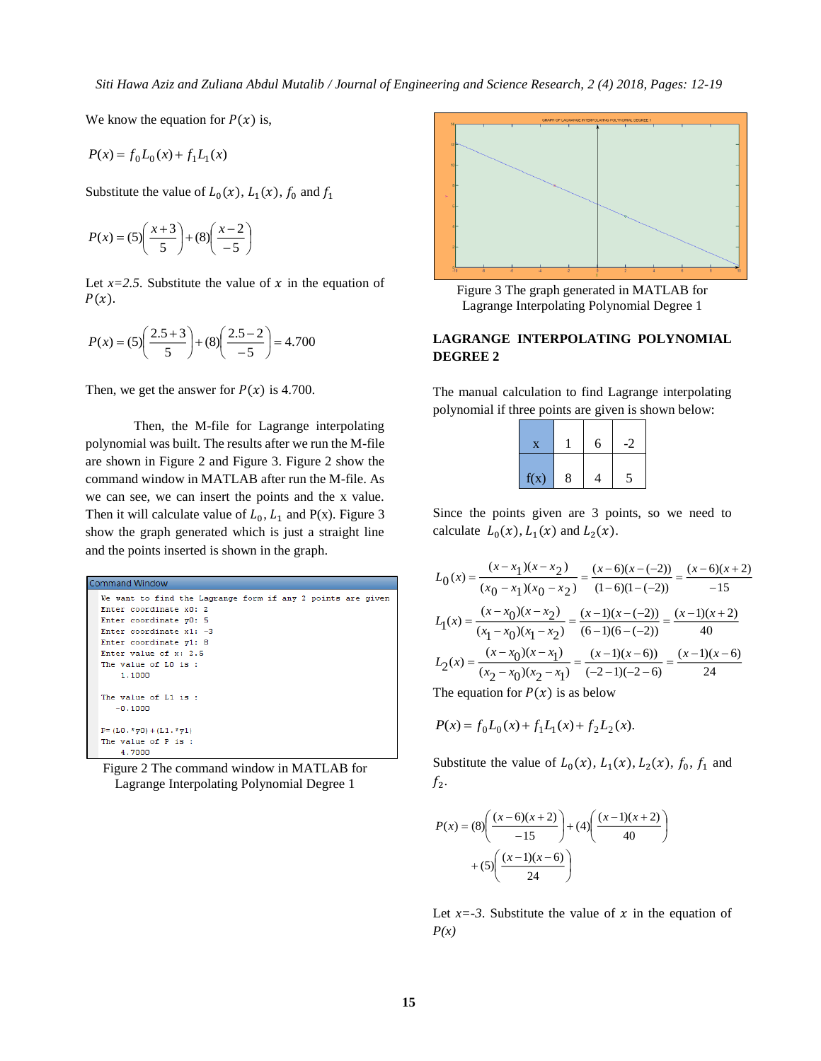We know the equation for $P(x)$ is,

$$P(x) = f_0 L_0(x) + f_1 L_1(x)$$

Substitute the value of $L_0(x)$, $L_1(x)$, $f_0$ and $f_1$

$$P(x) = (5)\left(\frac{x+3}{5}\right) + (8)\left(\frac{x-2}{-5}\right)$$

Let *x=2.5*. Substitute the value of $x$ in the equation of $P(x)$.

$$P(x) = (5)\left(\frac{2.5+3}{5}\right) + (8)\left(\frac{2.5-2}{-5}\right) = 4.700$$

Then, we get the answer for $P(x)$ is 4.700.

Then, the M-file for Lagrange interpolating polynomial was built. The results after we run the M-file are shown in Figure 2 and Figure 3. Figure 2 show the command window in MATLAB after run the M-file. As we can see, we can insert the points and the x value. Then it will calculate value of $L_0$, $L_1$ and P(x). Figure 3 show the graph generated which is just a straight line and the points inserted is shown in the graph.

```
Command Window
We want to find the Lagrange form if any 2 points are given
Enter coordinate x0: 2
Enter coordinate y0: 5
Enter coordinate x1: -3
Enter coordinate y1: 8
Enter value of x: 2.5
The value of L0 is :
    1.1000

The value of L1 is :
   -0.1000

P=(L0.*y0)+(L1.*y1)
The value of P is :
    4.7000
```

Figure 2 The command window in MATLAB for Lagrange Interpolating Polynomial Degree 1

Figure 3 The graph generated in MATLAB for Lagrange Interpolating Polynomial Degree 1

## LAGRANGE INTERPOLATING POLYNOMIAL DEGREE 2

The manual calculation to find Lagrange interpolating polynomial if three points are given is shown below:

| x | 1 | 6 | -2 |
|---|---|---|---|
| f(x) | 8 | 4 | 5 |

Since the points given are 3 points, so we need to calculate $L_0(x)$, $L_1(x)$ and $L_2(x)$.

$$L_0(x) = \frac{(x-x_1)(x-x_2)}{(x_0-x_1)(x_0-x_2)} = \frac{(x-6)(x-(-2))}{(1-6)(1-(-2))} = \frac{(x-6)(x+2)}{-15}$$

$$L_1(x) = \frac{(x-x_0)(x-x_2)}{(x_1-x_0)(x_1-x_2)} = \frac{(x-1)(x-(-2))}{(6-1)(6-(-2))} = \frac{(x-1)(x+2)}{40}$$

$$L_2(x) = \frac{(x-x_0)(x-x_1)}{(x_2-x_0)(x_2-x_1)} = \frac{(x-1)(x-6))}{(-2-1)(-2-6)} = \frac{(x-1)(x-6)}{24}$$

The equation for $P(x)$ is as below

$$P(x) = f_0 L_0(x) + f_1 L_1(x) + f_2 L_2(x).$$

Substitute the value of $L_0(x)$, $L_1(x)$, $L_2(x)$, $f_0$, $f_1$ and $f_2$.

$$P(x) = (8)\left(\frac{(x-6)(x+2)}{-15}\right) + (4)\left(\frac{(x-1)(x+2)}{40}\right) + (5)\left(\frac{(x-1)(x-6)}{24}\right)$$

Let *x=-3*. Substitute the value of $x$ in the equation of *P(x)*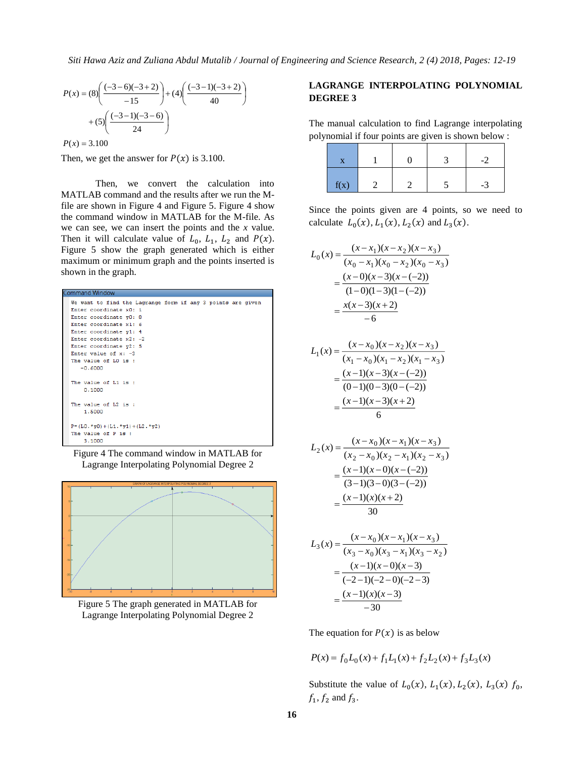$$P(x) = (8)\left(\frac{(-3-6)(-3+2)}{-15}\right) + (4)\left(\frac{(-3-1)(-3+2)}{40}\right) + (5)\left(\frac{(-3-1)(-3-6)}{24}\right)$$

$$P(x) = 3.100$$

Then, we get the answer for $P(x)$ is 3.100.

Then, we convert the calculation into MATLAB command and the results after we run the M-file are shown in Figure 4 and Figure 5. Figure 4 show the command window in MATLAB for the M-file. As we can see, we can insert the points and the $x$ value. Then it will calculate value of $L_0$, $L_1$, $L_2$ and $P(x)$. Figure 5 show the graph generated which is either maximum or minimum graph and the points inserted is shown in the graph.

```
Command Window
We want to find the Lagrange form if any 3 points are given
Enter coordinate x0: 1
Enter coordinate y0: 8
Enter coordinate x1: 6
Enter coordinate y1: 4
Enter coordinate x2: -2
Enter coordinate y2: 5
Enter value of x: -3
The value of L0 is :
   -0.6000

The value of L1 is :
    0.1000

The value of L2 is :
    1.5000

P=(L0.*y0)+(L1.*y1)+(L2.*y2)
The value of P is :
    3.1000
```

Figure 4 The command window in MATLAB for Lagrange Interpolating Polynomial Degree 2

Figure 5 The graph generated in MATLAB for Lagrange Interpolating Polynomial Degree 2

## LAGRANGE INTERPOLATING POLYNOMIAL DEGREE 3

The manual calculation to find Lagrange interpolating polynomial if four points are given is shown below :

| x | 1 | 0 | 3 | -2 |
|---|---|---|---|---|
| f(x) | 2 | 2 | 5 | -3 |

Since the points given are 4 points, so we need to calculate $L_0(x), L_1(x), L_2(x)$ and $L_3(x)$.

$$L_0(x) = \frac{(x-x_1)(x-x_2)(x-x_3)}{(x_0-x_1)(x_0-x_2)(x_0-x_3)} = \frac{(x-0)(x-3)(x-(-2))}{(1-0)(1-3)(1-(-2))} = \frac{x(x-3)(x+2)}{-6}$$

$$L_1(x) = \frac{(x-x_0)(x-x_2)(x-x_3)}{(x_1-x_0)(x_1-x_2)(x_1-x_3)} = \frac{(x-1)(x-3)(x-(-2))}{(0-1)(0-3)(0-(-2))} = \frac{(x-1)(x-3)(x+2)}{6}$$

$$L_2(x) = \frac{(x-x_0)(x-x_1)(x-x_3)}{(x_2-x_0)(x_2-x_1)(x_2-x_3)} = \frac{(x-1)(x-0)(x-(-2))}{(3-1)(3-0)(3-(-2))} = \frac{(x-1)(x)(x+2)}{30}$$

$$L_3(x) = \frac{(x-x_0)(x-x_1)(x-x_3)}{(x_3-x_0)(x_3-x_1)(x_3-x_2)} = \frac{(x-1)(x-0)(x-3)}{(-2-1)(-2-0)(-2-3)} = \frac{(x-1)(x)(x-3)}{-30}$$

The equation for $P(x)$ is as below

$$P(x) = f_0 L_0(x) + f_1 L_1(x) + f_2 L_2(x) + f_3 L_3(x)$$

Substitute the value of $L_0(x)$, $L_1(x)$, $L_2(x)$, $L_3(x)$ $f_0$, $f_1$, $f_2$ and $f_3$.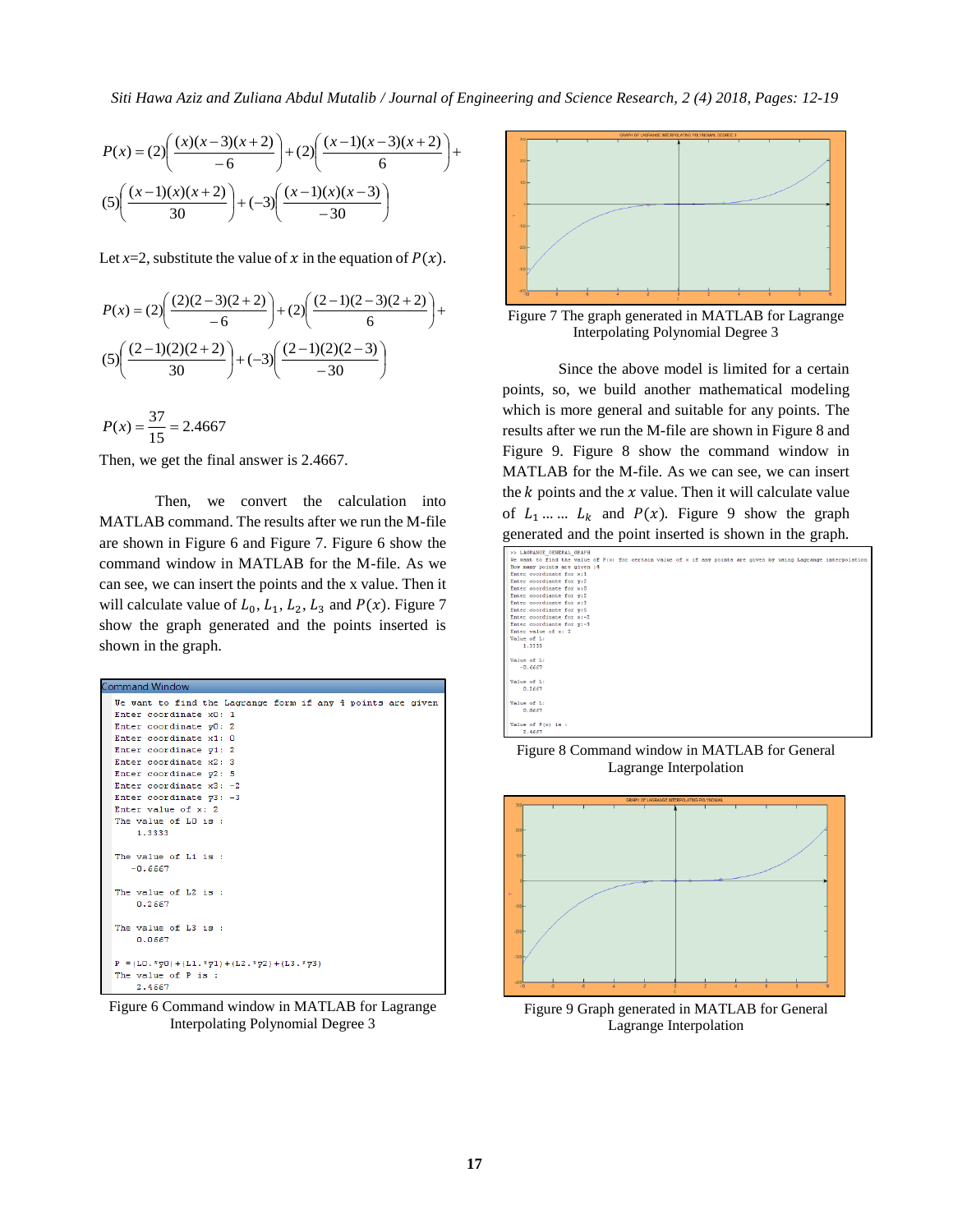$$P(x) = (2)\left(\frac{(x)(x-3)(x+2)}{-6}\right) + (2)\left(\frac{(x-1)(x-3)(x+2)}{6}\right) + (5)\left(\frac{(x-1)(x)(x+2)}{30}\right) + (-3)\left(\frac{(x-1)(x)(x-3)}{-30}\right)$$

Let $x$=2, substitute the value of $x$ in the equation of $P(x)$.

$$P(x) = (2)\left(\frac{(2)(2-3)(2+2)}{-6}\right) + (2)\left(\frac{(2-1)(2-3)(2+2)}{6}\right) + (5)\left(\frac{(2-1)(2)(2+2)}{30}\right) + (-3)\left(\frac{(2-1)(2)(2-3)}{-30}\right)$$

$$P(x) = \frac{37}{15} = 2.4667$$

Then, we get the final answer is 2.4667.

Then, we convert the calculation into MATLAB command. The results after we run the M-file are shown in Figure 6 and Figure 7. Figure 6 show the command window in MATLAB for the M-file. As we can see, we can insert the points and the x value. Then it will calculate value of $L_0, L_1, L_2, L_3$ and $P(x)$. Figure 7 show the graph generated and the points inserted is shown in the graph.

```
Command Window
We want to find the Lagrange form if any 4 points are given
Enter coordinate x0: 1
Enter coordinate y0: 2
Enter coordinate x1: 0
Enter coordinate y1: 2
Enter coordinate x2: 3
Enter coordinate y2: 5
Enter coordinate x3: -2
Enter coordinate y3: -3
Enter value of x: 2
The value of L0 is :
    1.3333

The value of L1 is :
   -0.6667

The value of L2 is :
    0.2667

The value of L3 is :
    0.0667

P =(L0.*y0)+(L1.*y1)+(L2.*y2)+(L3.*y3)
The value of P is :
    2.4667
```

Figure 6 Command window in MATLAB for Lagrange Interpolating Polynomial Degree 3

Figure 7 The graph generated in MATLAB for Lagrange Interpolating Polynomial Degree 3

Since the above model is limited for a certain points, so, we build another mathematical modeling which is more general and suitable for any points. The results after we run the M-file are shown in Figure 8 and Figure 9. Figure 8 show the command window in MATLAB for the M-file. As we can see, we can insert the $k$ points and the $x$ value. Then it will calculate value of $L_1 \dots \dots L_k$ and $P(x)$. Figure 9 show the graph generated and the point inserted is shown in the graph.

```
>> LAGRANGE_GENERAL_GRAPH
We want to find the value of P(x) for certain value of x if any points are given by using Lagrange interpolation
How many points are given :4
Enter coordinate for x:1
Enter coordinate for y:2
Enter coordinate for x:0
Enter coordinate for y:2
Enter coordinate for x:3
Enter coordinate for y:5
Enter coordinate for x:-2
Enter coordinate for y:-3
Enter value of x: 2
Value of L:
    1.3333

Value of L:
   -0.6667

Value of L:
    0.2667

Value of L:
    0.0667

Value of P(x) is :
    2.4667
```

Figure 8 Command window in MATLAB for General Lagrange Interpolation

Figure 9 Graph generated in MATLAB for General Lagrange Interpolation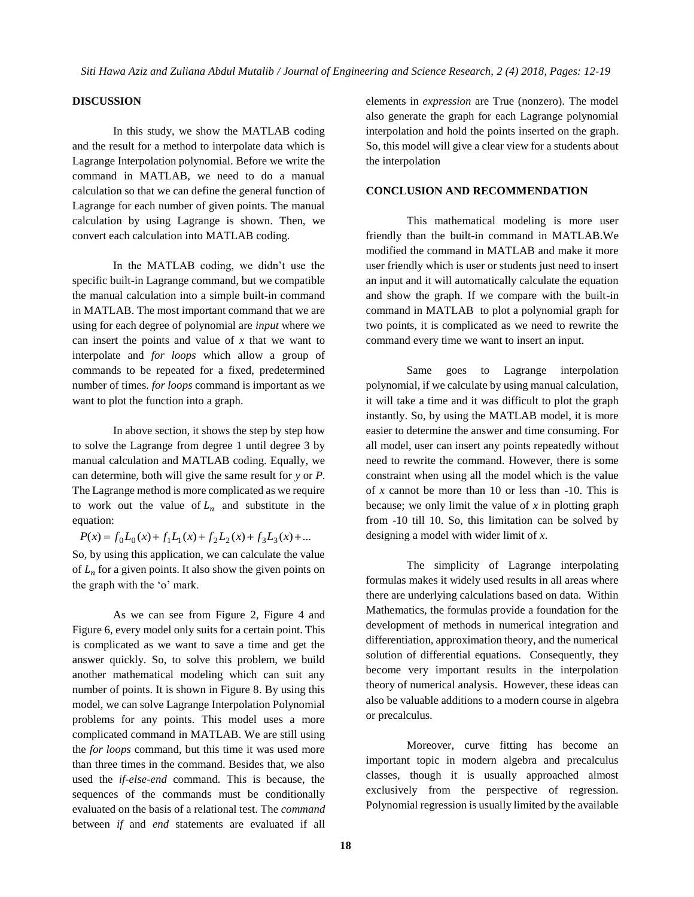## DISCUSSION

In this study, we show the MATLAB coding and the result for a method to interpolate data which is Lagrange Interpolation polynomial. Before we write the command in MATLAB, we need to do a manual calculation so that we can define the general function of Lagrange for each number of given points. The manual calculation by using Lagrange is shown. Then, we convert each calculation into MATLAB coding.

In the MATLAB coding, we didn't use the specific built-in Lagrange command, but we compatible the manual calculation into a simple built-in command in MATLAB. The most important command that we are using for each degree of polynomial are *input* where we can insert the points and value of *x* that we want to interpolate and *for loops* which allow a group of commands to be repeated for a fixed, predetermined number of times. *for loops* command is important as we want to plot the function into a graph.

In above section, it shows the step by step how to solve the Lagrange from degree 1 until degree 3 by manual calculation and MATLAB coding. Equally, we can determine, both will give the same result for *y* or *P*. The Lagrange method is more complicated as we require to work out the value of $L_n$ and substitute in the equation:

$$P(x) = f_0 L_0(x) + f_1 L_1(x) + f_2 L_2(x) + f_3 L_3(x) + ...$$

So, by using this application, we can calculate the value of $L_n$ for a given points. It also show the given points on the graph with the 'o' mark.

As we can see from Figure 2, Figure 4 and Figure 6, every model only suits for a certain point. This is complicated as we want to save a time and get the answer quickly. So, to solve this problem, we build another mathematical modeling which can suit any number of points. It is shown in Figure 8. By using this model, we can solve Lagrange Interpolation Polynomial problems for any points. This model uses a more complicated command in MATLAB. We are still using the *for loops* command, but this time it was used more than three times in the command. Besides that, we also used the *if-else-end* command. This is because, the sequences of the commands must be conditionally evaluated on the basis of a relational test. The *command* between *if* and *end* statements are evaluated if all elements in *expression* are True (nonzero). The model also generate the graph for each Lagrange polynomial interpolation and hold the points inserted on the graph. So, this model will give a clear view for a students about the interpolation

## CONCLUSION AND RECOMMENDATION

This mathematical modeling is more user friendly than the built-in command in MATLAB.We modified the command in MATLAB and make it more user friendly which is user or students just need to insert an input and it will automatically calculate the equation and show the graph. If we compare with the built-in command in MATLAB to plot a polynomial graph for two points, it is complicated as we need to rewrite the command every time we want to insert an input.

Same goes to Lagrange interpolation polynomial, if we calculate by using manual calculation, it will take a time and it was difficult to plot the graph instantly. So, by using the MATLAB model, it is more easier to determine the answer and time consuming. For all model, user can insert any points repeatedly without need to rewrite the command. However, there is some constraint when using all the model which is the value of *x* cannot be more than 10 or less than -10. This is because; we only limit the value of *x* in plotting graph from -10 till 10. So, this limitation can be solved by designing a model with wider limit of *x*.

The simplicity of Lagrange interpolating formulas makes it widely used results in all areas where there are underlying calculations based on data. Within Mathematics, the formulas provide a foundation for the development of methods in numerical integration and differentiation, approximation theory, and the numerical solution of differential equations. Consequently, they become very important results in the interpolation theory of numerical analysis. However, these ideas can also be valuable additions to a modern course in algebra or precalculus.

Moreover, curve fitting has become an important topic in modern algebra and precalculus classes, though it is usually approached almost exclusively from the perspective of regression. Polynomial regression is usually limited by the available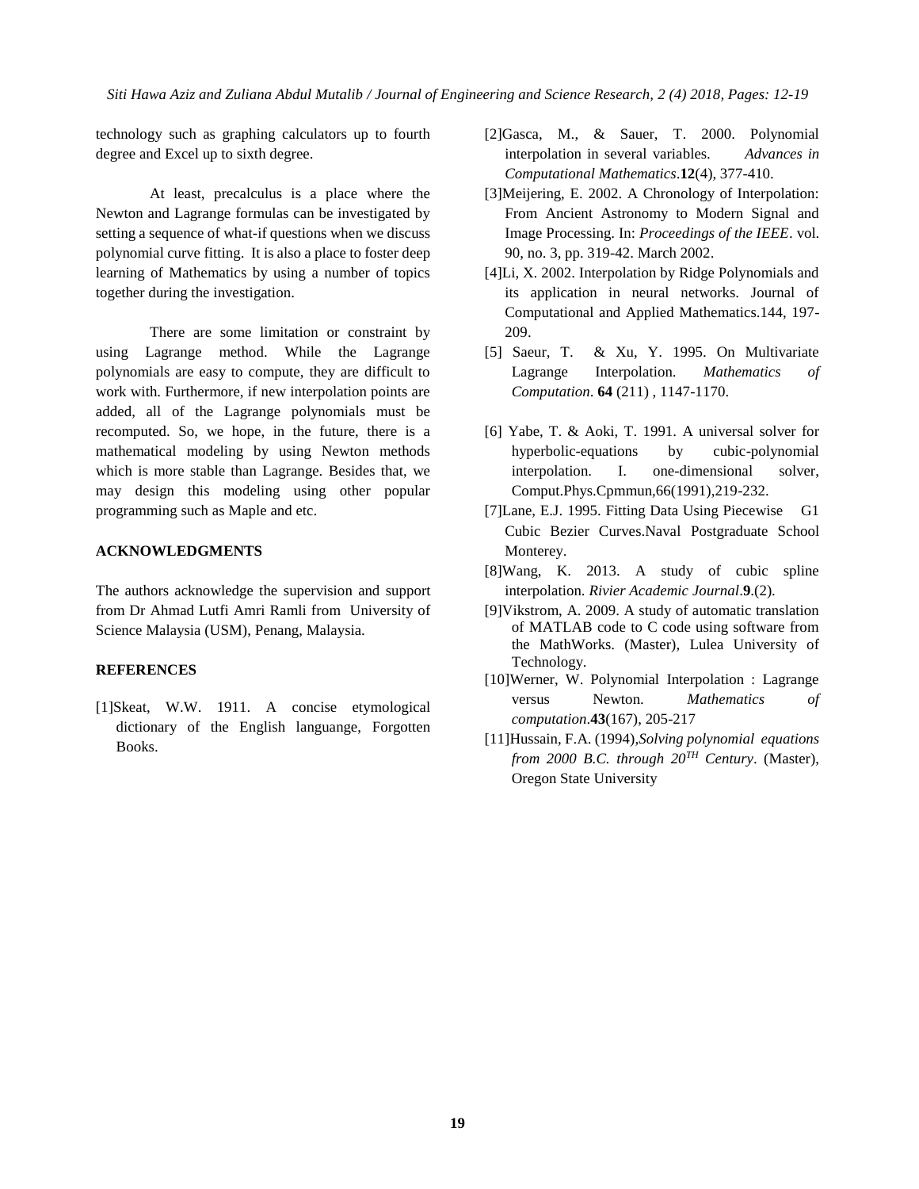technology such as graphing calculators up to fourth degree and Excel up to sixth degree.

At least, precalculus is a place where the Newton and Lagrange formulas can be investigated by setting a sequence of what-if questions when we discuss polynomial curve fitting. It is also a place to foster deep learning of Mathematics by using a number of topics together during the investigation.

There are some limitation or constraint by using Lagrange method. While the Lagrange polynomials are easy to compute, they are difficult to work with. Furthermore, if new interpolation points are added, all of the Lagrange polynomials must be recomputed. So, we hope, in the future, there is a mathematical modeling by using Newton methods which is more stable than Lagrange. Besides that, we may design this modeling using other popular programming such as Maple and etc.

## ACKNOWLEDGMENTS

The authors acknowledge the supervision and support from Dr Ahmad Lutfi Amri Ramli from University of Science Malaysia (USM), Penang, Malaysia.

## REFERENCES

[1]Skeat, W.W. 1911. A concise etymological dictionary of the English languange, Forgotten Books.

[2]Gasca, M., & Sauer, T. 2000. Polynomial interpolation in several variables. *Advances in Computational Mathematics*.**12**(4), 377-410.

[3]Meijering, E. 2002. A Chronology of Interpolation: From Ancient Astronomy to Modern Signal and Image Processing. In: *Proceedings of the IEEE*. vol. 90, no. 3, pp. 319-42. March 2002.

[4]Li, X. 2002. Interpolation by Ridge Polynomials and its application in neural networks. Journal of Computational and Applied Mathematics.144, 197-209.

[5] Saeur, T. & Xu, Y. 1995. On Multivariate Lagrange Interpolation. *Mathematics of Computation*. **64** (211) , 1147-1170.

[6] Yabe, T. & Aoki, T. 1991. A universal solver for hyperbolic-equations by cubic-polynomial interpolation. I. one-dimensional solver, Comput.Phys.Cpmmun,66(1991),219-232.

[7]Lane, E.J. 1995. Fitting Data Using Piecewise G1 Cubic Bezier Curves.Naval Postgraduate School Monterey.

[8]Wang, K. 2013. A study of cubic spline interpolation. *Rivier Academic Journal*.**9**.(2).

[9]Vikstrom, A. 2009. A study of automatic translation of MATLAB code to C code using software from the MathWorks. (Master), Lulea University of Technology.

[10]Werner, W. Polynomial Interpolation : Lagrange versus Newton. *Mathematics of computation*.**43**(167), 205-217

[11]Hussain, F.A. (1994),*Solving polynomial equations from 2000 B.C. through 20$^{TH}$ Century*. (Master), Oregon State University